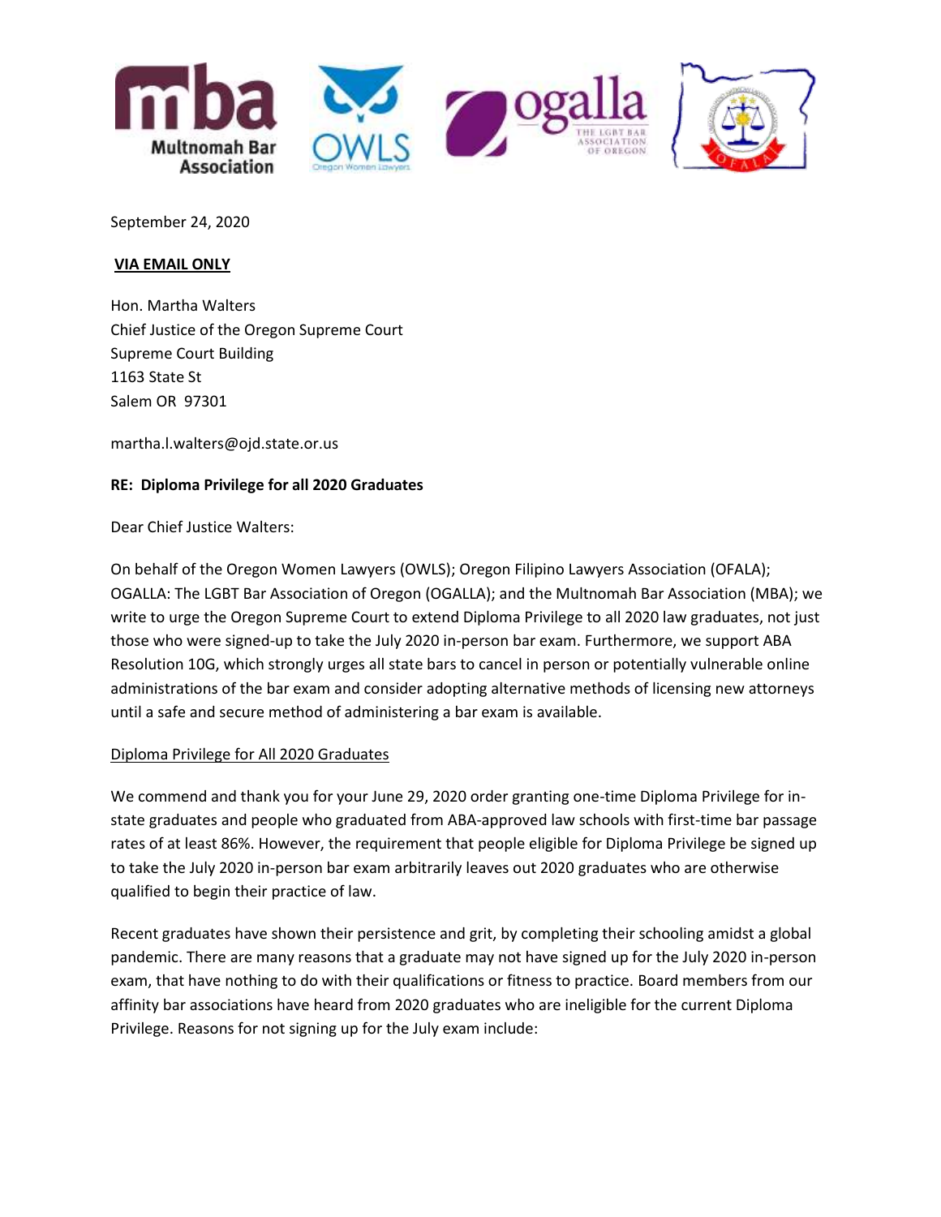Multnomah Bar Association | OWLS Oregon Women Lawyers | ogalla THE LGBT BAR ASSOCIATION OF OREGON | OFALA

September 24, 2020

**VIA EMAIL ONLY**

Hon. Martha Walters
Chief Justice of the Oregon Supreme Court
Supreme Court Building
1163 State St
Salem OR 97301

martha.l.walters@ojd.state.or.us

**RE: Diploma Privilege for all 2020 Graduates**

Dear Chief Justice Walters:

On behalf of the Oregon Women Lawyers (OWLS); Oregon Filipino Lawyers Association (OFALA); OGALLA: The LGBT Bar Association of Oregon (OGALLA); and the Multnomah Bar Association (MBA); we write to urge the Oregon Supreme Court to extend Diploma Privilege to all 2020 law graduates, not just those who were signed-up to take the July 2020 in-person bar exam. Furthermore, we support ABA Resolution 10G, which strongly urges all state bars to cancel in person or potentially vulnerable online administrations of the bar exam and consider adopting alternative methods of licensing new attorneys until a safe and secure method of administering a bar exam is available.

Diploma Privilege for All 2020 Graduates

We commend and thank you for your June 29, 2020 order granting one-time Diploma Privilege for in-state graduates and people who graduated from ABA-approved law schools with first-time bar passage rates of at least 86%. However, the requirement that people eligible for Diploma Privilege be signed up to take the July 2020 in-person bar exam arbitrarily leaves out 2020 graduates who are otherwise qualified to begin their practice of law.

Recent graduates have shown their persistence and grit, by completing their schooling amidst a global pandemic. There are many reasons that a graduate may not have signed up for the July 2020 in-person exam, that have nothing to do with their qualifications or fitness to practice. Board members from our affinity bar associations have heard from 2020 graduates who are ineligible for the current Diploma Privilege. Reasons for not signing up for the July exam include: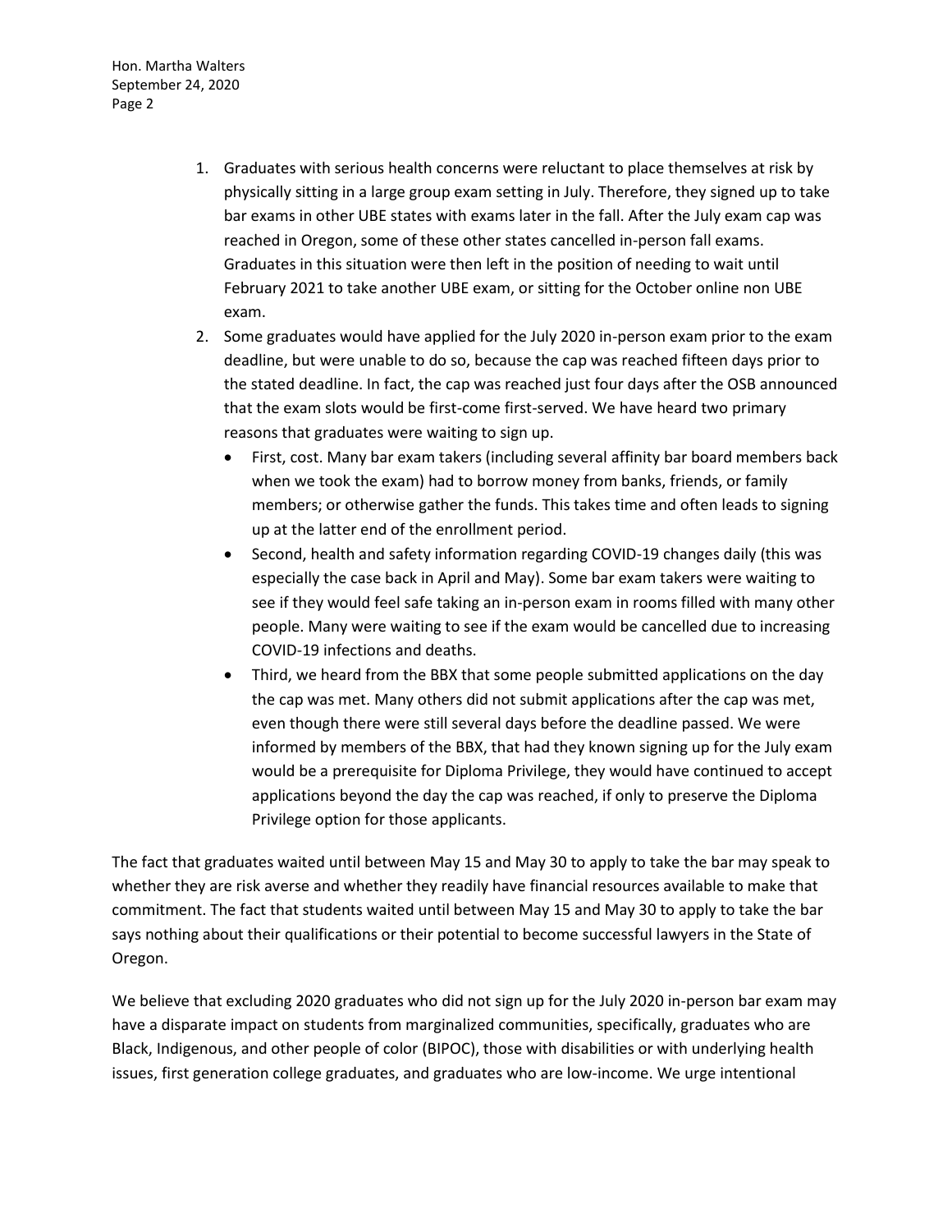1. Graduates with serious health concerns were reluctant to place themselves at risk by physically sitting in a large group exam setting in July. Therefore, they signed up to take bar exams in other UBE states with exams later in the fall. After the July exam cap was reached in Oregon, some of these other states cancelled in-person fall exams. Graduates in this situation were then left in the position of needing to wait until February 2021 to take another UBE exam, or sitting for the October online non UBE exam.
2. Some graduates would have applied for the July 2020 in-person exam prior to the exam deadline, but were unable to do so, because the cap was reached fifteen days prior to the stated deadline. In fact, the cap was reached just four days after the OSB announced that the exam slots would be first-come first-served. We have heard two primary reasons that graduates were waiting to sign up.
   - First, cost. Many bar exam takers (including several affinity bar board members back when we took the exam) had to borrow money from banks, friends, or family members; or otherwise gather the funds. This takes time and often leads to signing up at the latter end of the enrollment period.
   - Second, health and safety information regarding COVID-19 changes daily (this was especially the case back in April and May). Some bar exam takers were waiting to see if they would feel safe taking an in-person exam in rooms filled with many other people. Many were waiting to see if the exam would be cancelled due to increasing COVID-19 infections and deaths.
   - Third, we heard from the BBX that some people submitted applications on the day the cap was met. Many others did not submit applications after the cap was met, even though there were still several days before the deadline passed. We were informed by members of the BBX, that had they known signing up for the July exam would be a prerequisite for Diploma Privilege, they would have continued to accept applications beyond the day the cap was reached, if only to preserve the Diploma Privilege option for those applicants.

The fact that graduates waited until between May 15 and May 30 to apply to take the bar may speak to whether they are risk averse and whether they readily have financial resources available to make that commitment. The fact that students waited until between May 15 and May 30 to apply to take the bar says nothing about their qualifications or their potential to become successful lawyers in the State of Oregon.

We believe that excluding 2020 graduates who did not sign up for the July 2020 in-person bar exam may have a disparate impact on students from marginalized communities, specifically, graduates who are Black, Indigenous, and other people of color (BIPOC), those with disabilities or with underlying health issues, first generation college graduates, and graduates who are low-income. We urge intentional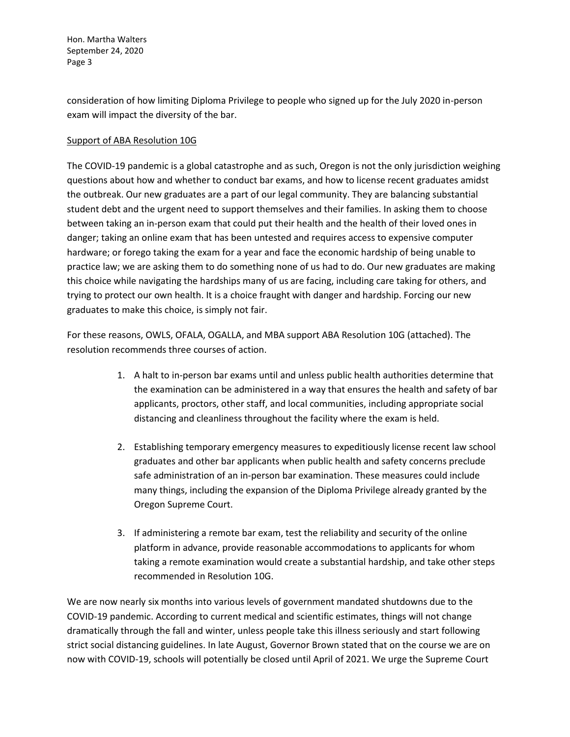consideration of how limiting Diploma Privilege to people who signed up for the July 2020 in-person exam will impact the diversity of the bar.

<u>Support of ABA Resolution 10G</u>

The COVID-19 pandemic is a global catastrophe and as such, Oregon is not the only jurisdiction weighing questions about how and whether to conduct bar exams, and how to license recent graduates amidst the outbreak. Our new graduates are a part of our legal community. They are balancing substantial student debt and the urgent need to support themselves and their families. In asking them to choose between taking an in-person exam that could put their health and the health of their loved ones in danger; taking an online exam that has been untested and requires access to expensive computer hardware; or forego taking the exam for a year and face the economic hardship of being unable to practice law; we are asking them to do something none of us had to do. Our new graduates are making this choice while navigating the hardships many of us are facing, including care taking for others, and trying to protect our own health. It is a choice fraught with danger and hardship. Forcing our new graduates to make this choice, is simply not fair.

For these reasons, OWLS, OFALA, OGALLA, and MBA support ABA Resolution 10G (attached). The resolution recommends three courses of action.

1. A halt to in-person bar exams until and unless public health authorities determine that the examination can be administered in a way that ensures the health and safety of bar applicants, proctors, other staff, and local communities, including appropriate social distancing and cleanliness throughout the facility where the exam is held.

2. Establishing temporary emergency measures to expeditiously license recent law school graduates and other bar applicants when public health and safety concerns preclude safe administration of an in-person bar examination. These measures could include many things, including the expansion of the Diploma Privilege already granted by the Oregon Supreme Court.

3. If administering a remote bar exam, test the reliability and security of the online platform in advance, provide reasonable accommodations to applicants for whom taking a remote examination would create a substantial hardship, and take other steps recommended in Resolution 10G.

We are now nearly six months into various levels of government mandated shutdowns due to the COVID-19 pandemic. According to current medical and scientific estimates, things will not change dramatically through the fall and winter, unless people take this illness seriously and start following strict social distancing guidelines. In late August, Governor Brown stated that on the course we are on now with COVID-19, schools will potentially be closed until April of 2021. We urge the Supreme Court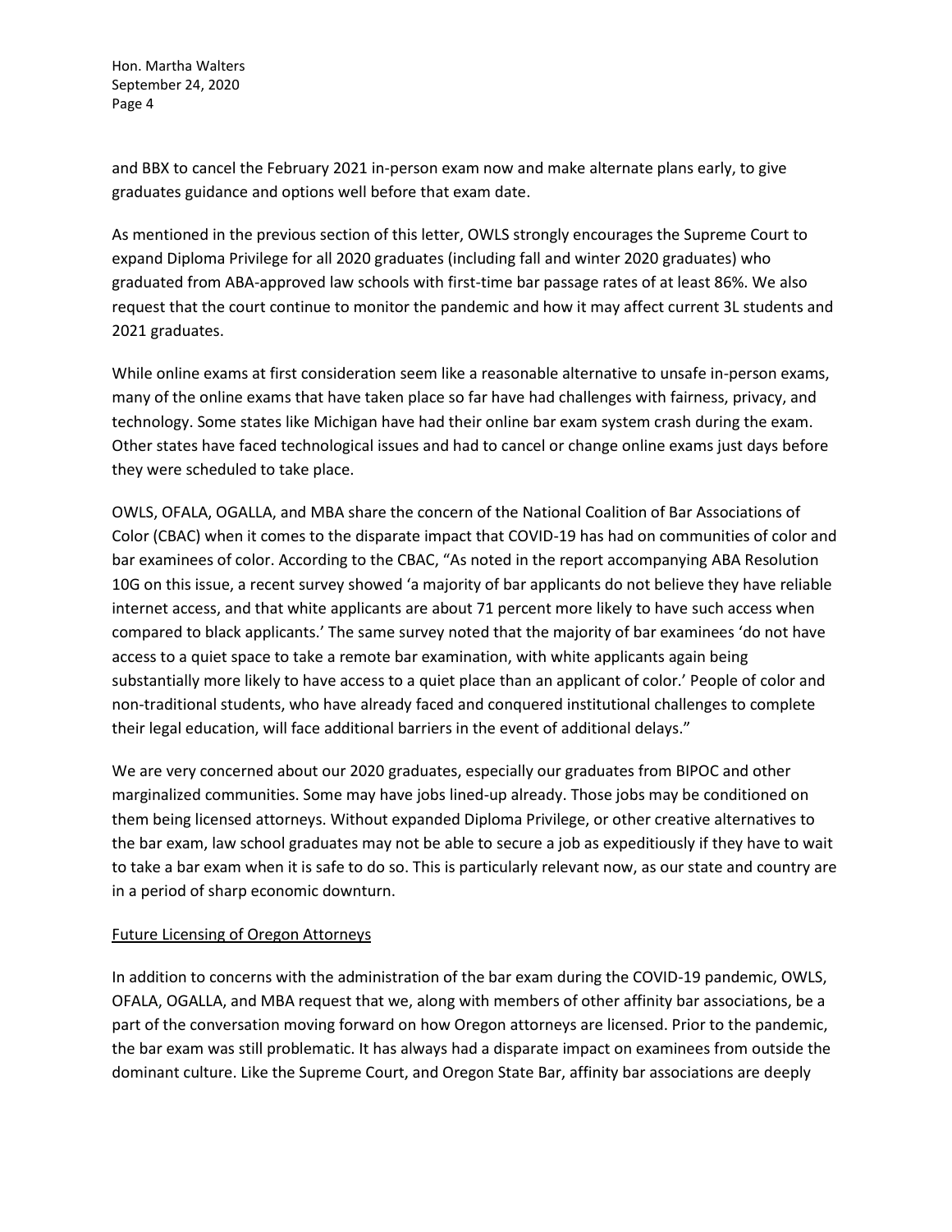and BBX to cancel the February 2021 in-person exam now and make alternate plans early, to give graduates guidance and options well before that exam date.

As mentioned in the previous section of this letter, OWLS strongly encourages the Supreme Court to expand Diploma Privilege for all 2020 graduates (including fall and winter 2020 graduates) who graduated from ABA-approved law schools with first-time bar passage rates of at least 86%. We also request that the court continue to monitor the pandemic and how it may affect current 3L students and 2021 graduates.

While online exams at first consideration seem like a reasonable alternative to unsafe in-person exams, many of the online exams that have taken place so far have had challenges with fairness, privacy, and technology. Some states like Michigan have had their online bar exam system crash during the exam. Other states have faced technological issues and had to cancel or change online exams just days before they were scheduled to take place.

OWLS, OFALA, OGALLA, and MBA share the concern of the National Coalition of Bar Associations of Color (CBAC) when it comes to the disparate impact that COVID-19 has had on communities of color and bar examinees of color. According to the CBAC, "As noted in the report accompanying ABA Resolution 10G on this issue, a recent survey showed 'a majority of bar applicants do not believe they have reliable internet access, and that white applicants are about 71 percent more likely to have such access when compared to black applicants.' The same survey noted that the majority of bar examinees 'do not have access to a quiet space to take a remote bar examination, with white applicants again being substantially more likely to have access to a quiet place than an applicant of color.' People of color and non-traditional students, who have already faced and conquered institutional challenges to complete their legal education, will face additional barriers in the event of additional delays."

We are very concerned about our 2020 graduates, especially our graduates from BIPOC and other marginalized communities. Some may have jobs lined-up already. Those jobs may be conditioned on them being licensed attorneys. Without expanded Diploma Privilege, or other creative alternatives to the bar exam, law school graduates may not be able to secure a job as expeditiously if they have to wait to take a bar exam when it is safe to do so. This is particularly relevant now, as our state and country are in a period of sharp economic downturn.

## Future Licensing of Oregon Attorneys

In addition to concerns with the administration of the bar exam during the COVID-19 pandemic, OWLS, OFALA, OGALLA, and MBA request that we, along with members of other affinity bar associations, be a part of the conversation moving forward on how Oregon attorneys are licensed. Prior to the pandemic, the bar exam was still problematic. It has always had a disparate impact on examinees from outside the dominant culture. Like the Supreme Court, and Oregon State Bar, affinity bar associations are deeply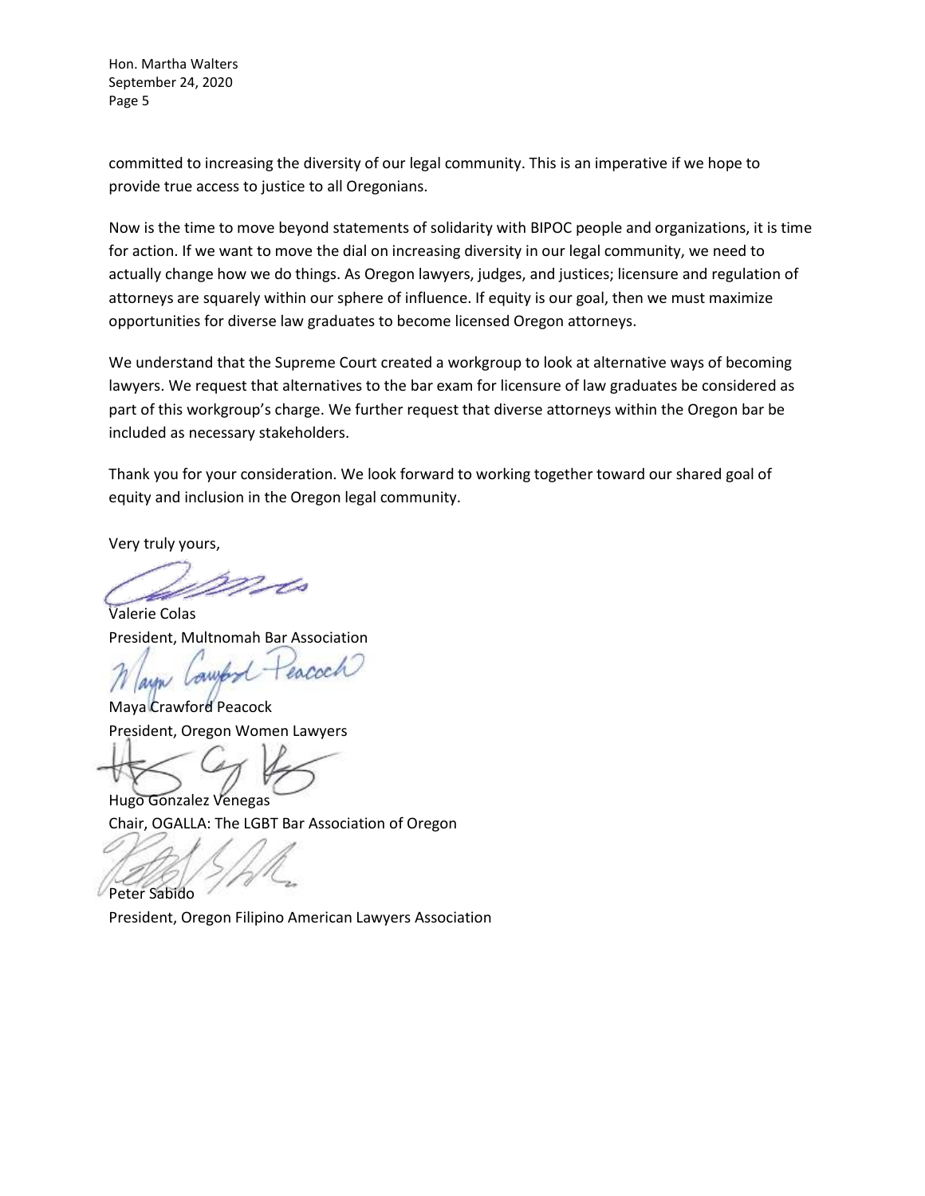committed to increasing the diversity of our legal community. This is an imperative if we hope to provide true access to justice to all Oregonians.

Now is the time to move beyond statements of solidarity with BIPOC people and organizations, it is time for action. If we want to move the dial on increasing diversity in our legal community, we need to actually change how we do things. As Oregon lawyers, judges, and justices; licensure and regulation of attorneys are squarely within our sphere of influence. If equity is our goal, then we must maximize opportunities for diverse law graduates to become licensed Oregon attorneys.

We understand that the Supreme Court created a workgroup to look at alternative ways of becoming lawyers. We request that alternatives to the bar exam for licensure of law graduates be considered as part of this workgroup's charge. We further request that diverse attorneys within the Oregon bar be included as necessary stakeholders.

Thank you for your consideration. We look forward to working together toward our shared goal of equity and inclusion in the Oregon legal community.

Very truly yours,

Valerie Colas
President, Multnomah Bar Association

Maya Crawford Peacock
President, Oregon Women Lawyers

Hugo Gonzalez Venegas
Chair, OGALLA: The LGBT Bar Association of Oregon

Peter Sabido
President, Oregon Filipino American Lawyers Association